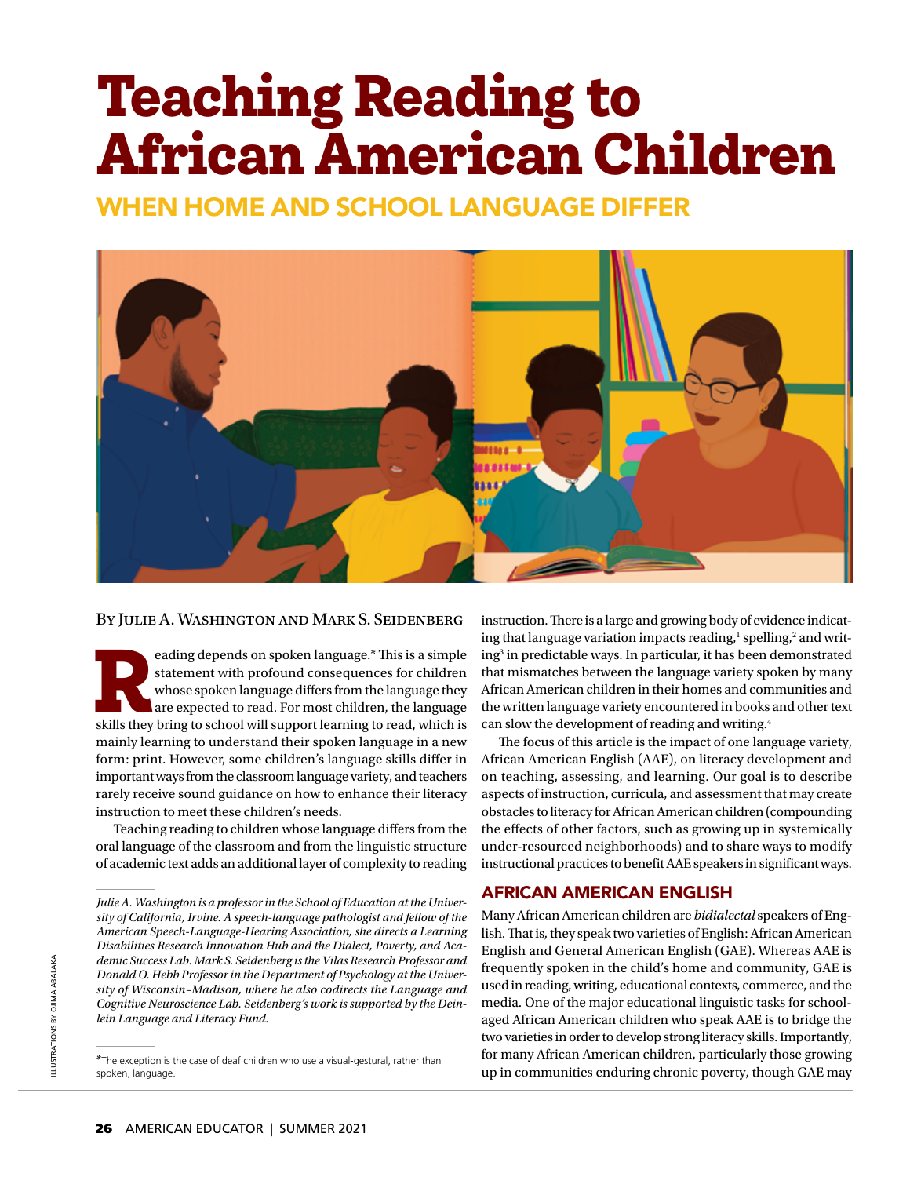# Teaching Reading to African American Children

## WHEN HOME AND SCHOOL LANGUAGE DIFFER

By Julie A. Washington and Mark S. Seidenberg

Reading depends on spoken language.* This is a simple statement with profound consequences for children whose spoken language differs from the language they are expected to read. For most children, the language skills they bring to school will support learning to read, which is mainly learning to understand their spoken language in a new form: print. However, some children's language skills differ in important ways from the classroom language variety, and teachers rarely receive sound guidance on how to enhance their literacy instruction to meet these children's needs.

Teaching reading to children whose language differs from the oral language of the classroom and from the linguistic structure of academic text adds an additional layer of complexity to reading instruction. There is a large and growing body of evidence indicating that language variation impacts reading,[1] spelling,[2] and writing[3] in predictable ways. In particular, it has been demonstrated that mismatches between the language variety spoken by many African American children in their homes and communities and the written language variety encountered in books and other text can slow the development of reading and writing.[4]

The focus of this article is the impact of one language variety, African American English (AAE), on literacy development and on teaching, assessing, and learning. Our goal is to describe aspects of instruction, curricula, and assessment that may create obstacles to literacy for African American children (compounding the effects of other factors, such as growing up in systemically under-resourced neighborhoods) and to share ways to modify instructional practices to benefit AAE speakers in significant ways.

*Julie A. Washington is a professor in the School of Education at the University of California, Irvine. A speech-language pathologist and fellow of the American Speech-Language-Hearing Association, she directs a Learning Disabilities Research Innovation Hub and the Dialect, Poverty, and Academic Success Lab. Mark S. Seidenberg is the Vilas Research Professor and Donald O. Hebb Professor in the Department of Psychology at the University of Wisconsin–Madison, where he also codirects the Language and Cognitive Neuroscience Lab. Seidenberg's work is supported by the Deinlein Language and Literacy Fund.*

*The exception is the case of deaf children who use a visual-gestural, rather than spoken, language.

### AFRICAN AMERICAN ENGLISH

Many African American children are *bidialectal* speakers of English. That is, they speak two varieties of English: African American English and General American English (GAE). Whereas AAE is frequently spoken in the child's home and community, GAE is used in reading, writing, educational contexts, commerce, and the media. One of the major educational linguistic tasks for school-aged African American children who speak AAE is to bridge the two varieties in order to develop strong literacy skills. Importantly, for many African American children, particularly those growing up in communities enduring chronic poverty, though GAE may

ILLUSTRATIONS BY OJIMA ABALAKA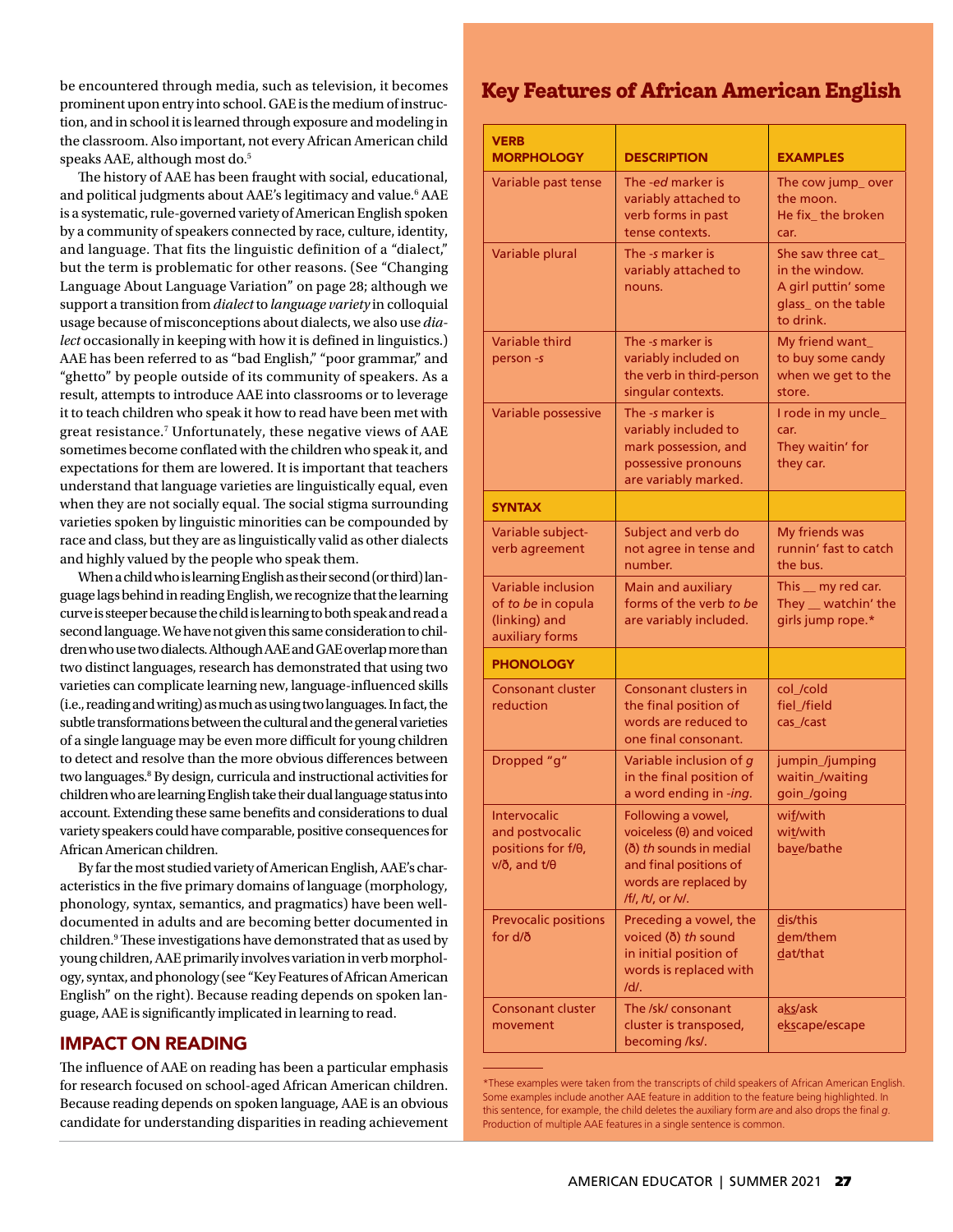be encountered through media, such as television, it becomes prominent upon entry into school. GAE is the medium of instruction, and in school it is learned through exposure and modeling in the classroom. Also important, not every African American child speaks AAE, although most do.[5]

The history of AAE has been fraught with social, educational, and political judgments about AAE's legitimacy and value.[6] AAE is a systematic, rule-governed variety of American English spoken by a community of speakers connected by race, culture, identity, and language. That fits the linguistic definition of a "dialect," but the term is problematic for other reasons. (See "Changing Language About Language Variation" on page 28; although we support a transition from *dialect* to *language variety* in colloquial usage because of misconceptions about dialects, we also use *dialect* occasionally in keeping with how it is defined in linguistics.) AAE has been referred to as "bad English," "poor grammar," and "ghetto" by people outside of its community of speakers. As a result, attempts to introduce AAE into classrooms or to leverage it to teach children who speak it how to read have been met with great resistance.[7] Unfortunately, these negative views of AAE sometimes become conflated with the children who speak it, and expectations for them are lowered. It is important that teachers understand that language varieties are linguistically equal, even when they are not socially equal. The social stigma surrounding varieties spoken by linguistic minorities can be compounded by race and class, but they are as linguistically valid as other dialects and highly valued by the people who speak them.

When a child who is learning English as their second (or third) language lags behind in reading English, we recognize that the learning curve is steeper because the child is learning to both speak and read a second language. We have not given this same consideration to children who use two dialects. Although AAE and GAE overlap more than two distinct languages, research has demonstrated that using two varieties can complicate learning new, language-influenced skills (i.e., reading and writing) as much as using two languages. In fact, the subtle transformations between the cultural and the general varieties of a single language may be even more difficult for young children to detect and resolve than the more obvious differences between two languages.[8] By design, curricula and instructional activities for children who are learning English take their dual language status into account. Extending these same benefits and considerations to dual variety speakers could have comparable, positive consequences for African American children.

By far the most studied variety of American English, AAE's characteristics in the five primary domains of language (morphology, phonology, syntax, semantics, and pragmatics) have been well-documented in adults and are becoming better documented in children.[9] These investigations have demonstrated that as used by young children, AAE primarily involves variation in verb morphology, syntax, and phonology (see "Key Features of African American English" on the right). Because reading depends on spoken language, AAE is significantly implicated in learning to read.

## IMPACT ON READING

The influence of AAE on reading has been a particular emphasis for research focused on school-aged African American children. Because reading depends on spoken language, AAE is an obvious candidate for understanding disparities in reading achievement

## Key Features of African American English

| VERB MORPHOLOGY | DESCRIPTION | EXAMPLES |
|---|---|---|
| Variable past tense | The *-ed* marker is variably attached to verb forms in past tense contexts. | The cow jump_ over the moon. He fix_ the broken car. |
| Variable plural | The *-s* marker is variably attached to nouns. | She saw three cat_ in the window. A girl puttin' some glass_ on the table to drink. |
| Variable third person *-s* | The *-s* marker is variably included on the verb in third-person singular contexts. | My friend want_ to buy some candy when we get to the store. |
| Variable possessive | The *-s* marker is variably included to mark possession, and possessive pronouns are variably marked. | I rode in my uncle_ car. They waitin' for they car. |
| **SYNTAX** | | |
| Variable subject-verb agreement | Subject and verb do not agree in tense and number. | My friends was runnin' fast to catch the bus. |
| Variable inclusion of *to be* in copula (linking) and auxiliary forms | Main and auxiliary forms of the verb *to be* are variably included. | This __ my red car. They __ watchin' the girls jump rope.* |
| **PHONOLOGY** | | |
| Consonant cluster reduction | Consonant clusters in the final position of words are reduced to one final consonant. | col_/cold fiel_/field cas_/cast |
| Dropped "g" | Variable inclusion of *g* in the final position of a word ending in *-ing*. | jumpin_/jumping waitin_/waiting goin_/going |
| Intervocalic and postvocalic positions for f/θ, v/ð, and t/θ | Following a vowel, voiceless (θ) and voiced (ð) *th* sounds in medial and final positions of words are replaced by /f/, /t/, or /v/. | wi<u>f</u>/with wi<u>t</u>/with ba<u>v</u>e/bathe |
| Prevocalic positions for d/ð | Preceding a vowel, the voiced (ð) *th* sound in initial position of words is replaced with /d/. | <u>d</u>is/this <u>d</u>em/them <u>d</u>at/that |
| Consonant cluster movement | The /sk/ consonant cluster is transposed, becoming /ks/. | a<u>ks</u>/ask e<u>ks</u>cape/escape |

*These examples were taken from the transcripts of child speakers of African American English. Some examples include another AAE feature in addition to the feature being highlighted. In this sentence, for example, the child deletes the auxiliary form *are* and also drops the final *g*. Production of multiple AAE features in a single sentence is common.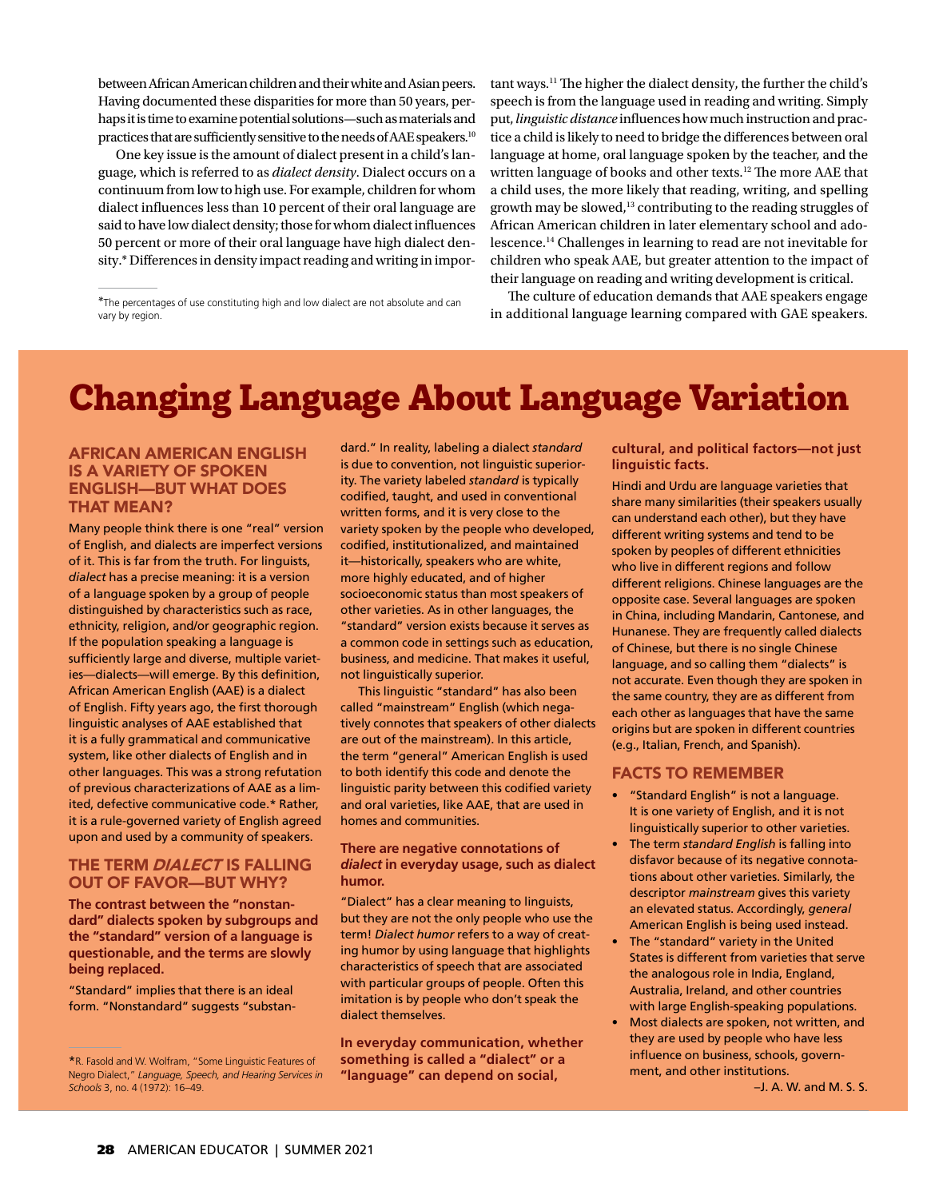between African American children and their white and Asian peers. Having documented these disparities for more than 50 years, perhaps it is time to examine potential solutions—such as materials and practices that are sufficiently sensitive to the needs of AAE speakers.[10]

One key issue is the amount of dialect present in a child's language, which is referred to as *dialect density*. Dialect occurs on a continuum from low to high use. For example, children for whom dialect influences less than 10 percent of their oral language are said to have low dialect density; those for whom dialect influences 50 percent or more of their oral language have high dialect density.* Differences in density impact reading and writing in important ways.[11] The higher the dialect density, the further the child's speech is from the language used in reading and writing. Simply put, *linguistic distance* influences how much instruction and practice a child is likely to need to bridge the differences between oral language at home, oral language spoken by the teacher, and the written language of books and other texts.[12] The more AAE that a child uses, the more likely that reading, writing, and spelling growth may be slowed,[13] contributing to the reading struggles of African American children in later elementary school and adolescence.[14] Challenges in learning to read are not inevitable for children who speak AAE, but greater attention to the impact of their language on reading and writing development is critical.

The culture of education demands that AAE speakers engage in additional language learning compared with GAE speakers.

*The percentages of use constituting high and low dialect are not absolute and can vary by region.

# Changing Language About Language Variation

## AFRICAN AMERICAN ENGLISH IS A VARIETY OF SPOKEN ENGLISH—BUT WHAT DOES THAT MEAN?

Many people think there is one "real" version of English, and dialects are imperfect versions of it. This is far from the truth. For linguists, *dialect* has a precise meaning: it is a version of a language spoken by a group of people distinguished by characteristics such as race, ethnicity, religion, and/or geographic region. If the population speaking a language is sufficiently large and diverse, multiple varieties—dialects—will emerge. By this definition, African American English (AAE) is a dialect of English. Fifty years ago, the first thorough linguistic analyses of AAE established that it is a fully grammatical and communicative system, like other dialects of English and in other languages. This was a strong refutation of previous characterizations of AAE as a limited, defective communicative code.* Rather, it is a rule-governed variety of English agreed upon and used by a community of speakers.

## THE TERM *DIALECT* IS FALLING OUT OF FAVOR—BUT WHY?

**The contrast between the "nonstandard" dialects spoken by subgroups and the "standard" version of a language is questionable, and the terms are slowly being replaced.**

"Standard" implies that there is an ideal form. "Nonstandard" suggests "substandard." In reality, labeling a dialect *standard* is due to convention, not linguistic superiority. The variety labeled *standard* is typically codified, taught, and used in conventional written forms, and it is very close to the variety spoken by the people who developed, codified, institutionalized, and maintained it—historically, speakers who are white, more highly educated, and of higher socioeconomic status than most speakers of other varieties. As in other languages, the "standard" version exists because it serves as a common code in settings such as education, business, and medicine. That makes it useful, not linguistically superior.

This linguistic "standard" has also been called "mainstream" English (which negatively connotes that speakers of other dialects are out of the mainstream). In this article, the term "general" American English is used to both identify this code and denote the linguistic parity between this codified variety and oral varieties, like AAE, that are used in homes and communities.

**There are negative connotations of *dialect* in everyday usage, such as dialect humor.**

"Dialect" has a clear meaning to linguists, but they are not the only people who use the term! *Dialect humor* refers to a way of creating humor by using language that highlights characteristics of speech that are associated with particular groups of people. Often this imitation is by people who don't speak the dialect themselves.

**In everyday communication, whether something is called a "dialect" or a "language" can depend on social, cultural, and political factors—not just linguistic facts.**

Hindi and Urdu are language varieties that share many similarities (their speakers usually can understand each other), but they have different writing systems and tend to be spoken by peoples of different ethnicities who live in different regions and follow different religions. Chinese languages are the opposite case. Several languages are spoken in China, including Mandarin, Cantonese, and Hunanese. They are frequently called dialects of Chinese, but there is no single Chinese language, and so calling them "dialects" is not accurate. Even though they are spoken in the same country, they are as different from each other as languages that have the same origins but are spoken in different countries (e.g., Italian, French, and Spanish).

## FACTS TO REMEMBER

- "Standard English" is not a language. It is one variety of English, and it is not linguistically superior to other varieties.
- The term *standard English* is falling into disfavor because of its negative connotations about other varieties. Similarly, the descriptor *mainstream* gives this variety an elevated status. Accordingly, *general* American English is being used instead.
- The "standard" variety in the United States is different from varieties that serve the analogous role in India, England, Australia, Ireland, and other countries with large English-speaking populations.
- Most dialects are spoken, not written, and they are used by people who have less influence on business, schools, government, and other institutions.

–J. A. W. and M. S. S.

*R. Fasold and W. Wolfram, "Some Linguistic Features of Negro Dialect," *Language, Speech, and Hearing Services in Schools* 3, no. 4 (1972): 16–49.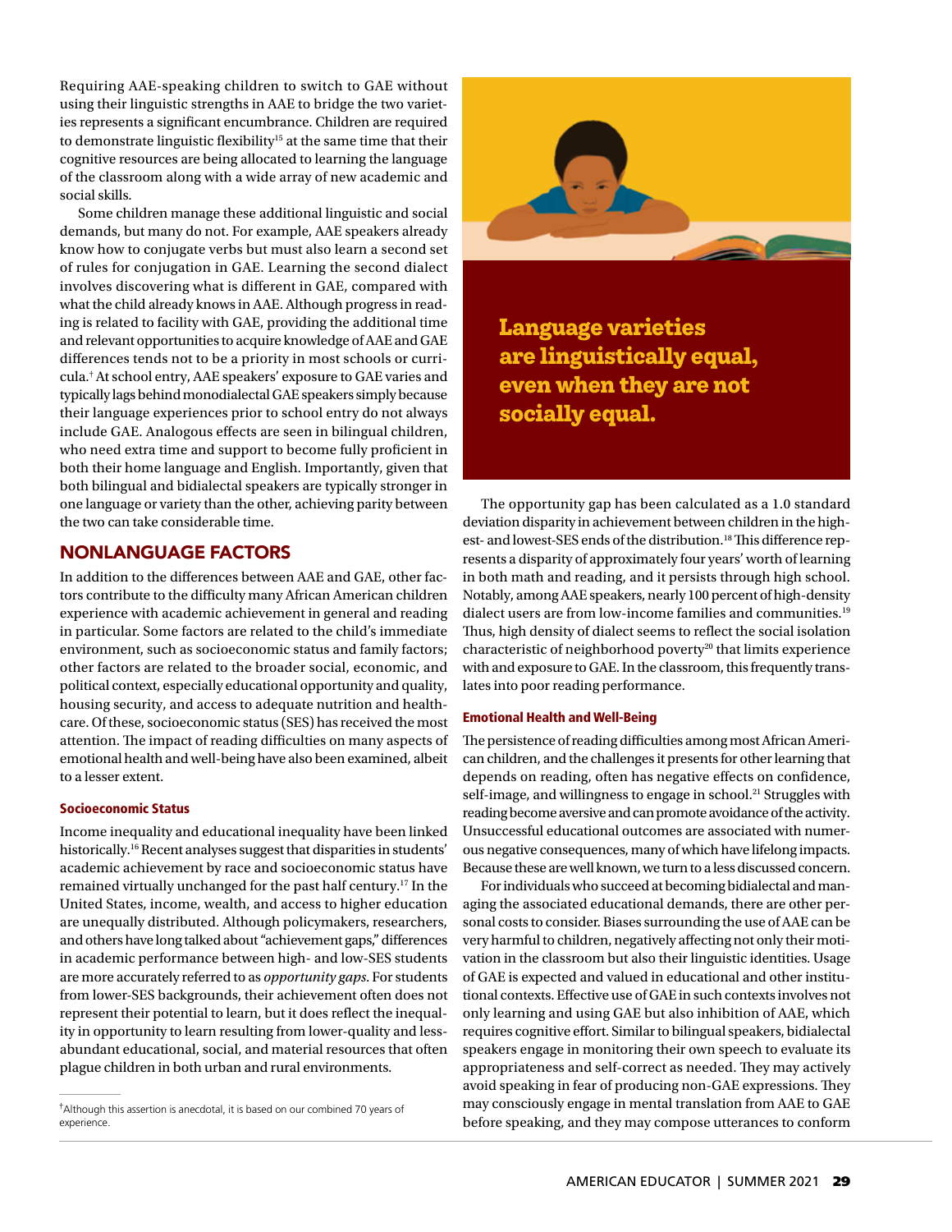Requiring AAE-speaking children to switch to GAE without using their linguistic strengths in AAE to bridge the two varieties represents a significant encumbrance. Children are required to demonstrate linguistic flexibility[15] at the same time that their cognitive resources are being allocated to learning the language of the classroom along with a wide array of new academic and social skills.

Some children manage these additional linguistic and social demands, but many do not. For example, AAE speakers already know how to conjugate verbs but must also learn a second set of rules for conjugation in GAE. Learning the second dialect involves discovering what is different in GAE, compared with what the child already knows in AAE. Although progress in reading is related to facility with GAE, providing the additional time and relevant opportunities to acquire knowledge of AAE and GAE differences tends not to be a priority in most schools or curricula.[†] At school entry, AAE speakers' exposure to GAE varies and typically lags behind monodialectal GAE speakers simply because their language experiences prior to school entry do not always include GAE. Analogous effects are seen in bilingual children, who need extra time and support to become fully proficient in both their home language and English. Importantly, given that both bilingual and bidialectal speakers are typically stronger in one language or variety than the other, achieving parity between the two can take considerable time.

## NONLANGUAGE FACTORS

In addition to the differences between AAE and GAE, other factors contribute to the difficulty many African American children experience with academic achievement in general and reading in particular. Some factors are related to the child's immediate environment, such as socioeconomic status and family factors; other factors are related to the broader social, economic, and political context, especially educational opportunity and quality, housing security, and access to adequate nutrition and healthcare. Of these, socioeconomic status (SES) has received the most attention. The impact of reading difficulties on many aspects of emotional health and well-being have also been examined, albeit to a lesser extent.

### Socioeconomic Status

Income inequality and educational inequality have been linked historically.[16] Recent analyses suggest that disparities in students' academic achievement by race and socioeconomic status have remained virtually unchanged for the past half century.[17] In the United States, income, wealth, and access to higher education are unequally distributed. Although policymakers, researchers, and others have long talked about "achievement gaps," differences in academic performance between high- and low-SES students are more accurately referred to as *opportunity gaps*. For students from lower-SES backgrounds, their achievement often does not represent their potential to learn, but it does reflect the inequality in opportunity to learn resulting from lower-quality and less-abundant educational, social, and material resources that often plague children in both urban and rural environments.

[†]Although this assertion is anecdotal, it is based on our combined 70 years of experience.

**Language varieties are linguistically equal, even when they are not socially equal.**

The opportunity gap has been calculated as a 1.0 standard deviation disparity in achievement between children in the highest- and lowest-SES ends of the distribution.[18] This difference represents a disparity of approximately four years' worth of learning in both math and reading, and it persists through high school. Notably, among AAE speakers, nearly 100 percent of high-density dialect users are from low-income families and communities.[19] Thus, high density of dialect seems to reflect the social isolation characteristic of neighborhood poverty[20] that limits experience with and exposure to GAE. In the classroom, this frequently translates into poor reading performance.

### Emotional Health and Well-Being

The persistence of reading difficulties among most African American children, and the challenges it presents for other learning that depends on reading, often has negative effects on confidence, self-image, and willingness to engage in school.[21] Struggles with reading become aversive and can promote avoidance of the activity. Unsuccessful educational outcomes are associated with numerous negative consequences, many of which have lifelong impacts. Because these are well known, we turn to a less discussed concern.

For individuals who succeed at becoming bidialectal and managing the associated educational demands, there are other personal costs to consider. Biases surrounding the use of AAE can be very harmful to children, negatively affecting not only their motivation in the classroom but also their linguistic identities. Usage of GAE is expected and valued in educational and other institutional contexts. Effective use of GAE in such contexts involves not only learning and using GAE but also inhibition of AAE, which requires cognitive effort. Similar to bilingual speakers, bidialectal speakers engage in monitoring their own speech to evaluate its appropriateness and self-correct as needed. They may actively avoid speaking in fear of producing non-GAE expressions. They may consciously engage in mental translation from AAE to GAE before speaking, and they may compose utterances to conform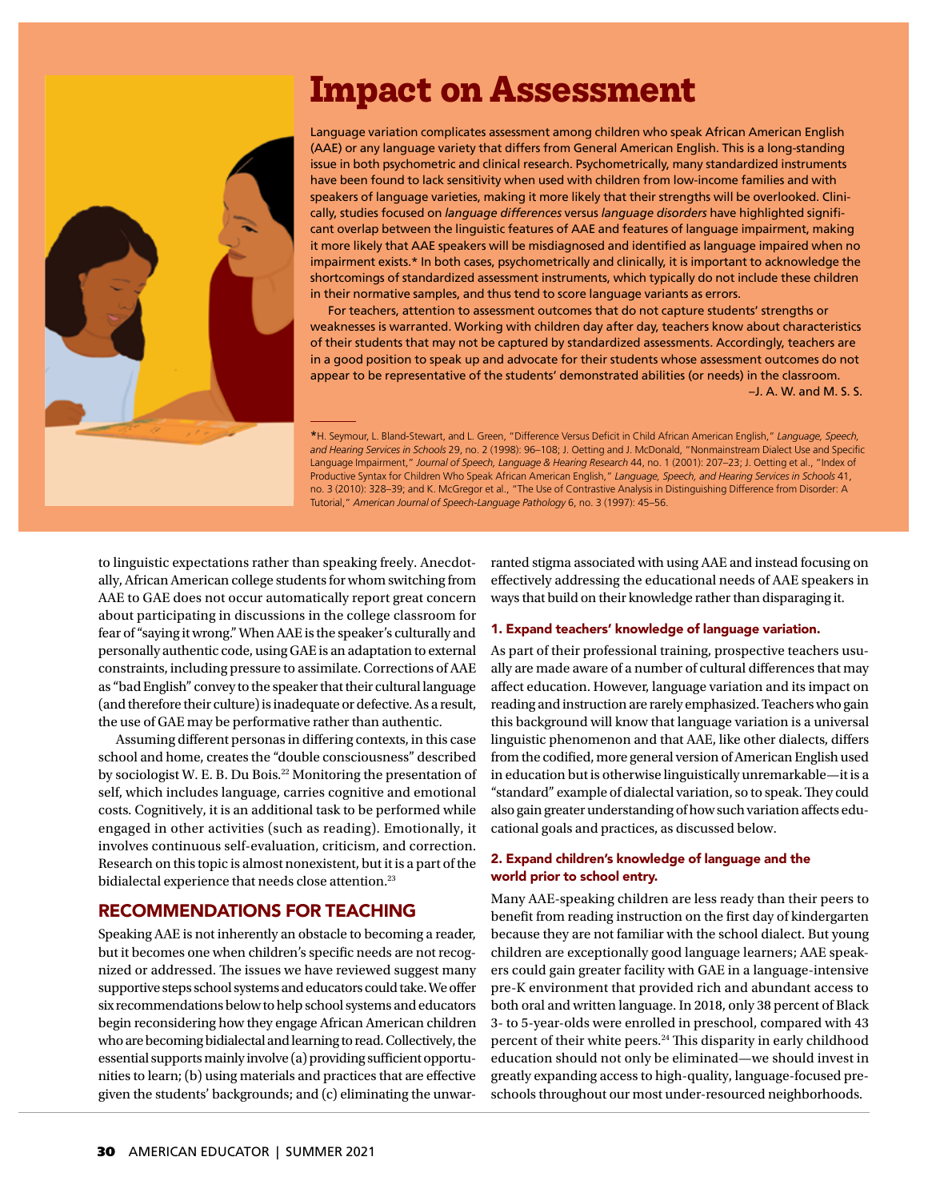## Impact on Assessment

Language variation complicates assessment among children who speak African American English (AAE) or any language variety that differs from General American English. This is a long-standing issue in both psychometric and clinical research. Psychometrically, many standardized instruments have been found to lack sensitivity when used with children from low-income families and with speakers of language varieties, making it more likely that their strengths will be overlooked. Clinically, studies focused on *language differences* versus *language disorders* have highlighted significant overlap between the linguistic features of AAE and features of language impairment, making it more likely that AAE speakers will be misdiagnosed and identified as language impaired when no impairment exists.* In both cases, psychometrically and clinically, it is important to acknowledge the shortcomings of standardized assessment instruments, which typically do not include these children in their normative samples, and thus tend to score language variants as errors.

For teachers, attention to assessment outcomes that do not capture students' strengths or weaknesses is warranted. Working with children day after day, teachers know about characteristics of their students that may not be captured by standardized assessments. Accordingly, teachers are in a good position to speak up and advocate for their students whose assessment outcomes do not appear to be representative of the students' demonstrated abilities (or needs) in the classroom.

–J. A. W. and M. S. S.

*H. Seymour, L. Bland-Stewart, and L. Green, "Difference Versus Deficit in Child African American English," *Language, Speech, and Hearing Services in Schools* 29, no. 2 (1998): 96–108; J. Oetting and J. McDonald, "Nonmainstream Dialect Use and Specific Language Impairment," *Journal of Speech, Language & Hearing Research* 44, no. 1 (2001): 207–23; J. Oetting et al., "Index of Productive Syntax for Children Who Speak African American English," *Language, Speech, and Hearing Services in Schools* 41, no. 3 (2010): 328–39; and K. McGregor et al., "The Use of Contrastive Analysis in Distinguishing Difference from Disorder: A Tutorial," *American Journal of Speech-Language Pathology* 6, no. 3 (1997): 45–56.

to linguistic expectations rather than speaking freely. Anecdotally, African American college students for whom switching from AAE to GAE does not occur automatically report great concern about participating in discussions in the college classroom for fear of "saying it wrong." When AAE is the speaker's culturally and personally authentic code, using GAE is an adaptation to external constraints, including pressure to assimilate. Corrections of AAE as "bad English" convey to the speaker that their cultural language (and therefore their culture) is inadequate or defective. As a result, the use of GAE may be performative rather than authentic.

Assuming different personas in differing contexts, in this case school and home, creates the "double consciousness" described by sociologist W. E. B. Du Bois.[22] Monitoring the presentation of self, which includes language, carries cognitive and emotional costs. Cognitively, it is an additional task to be performed while engaged in other activities (such as reading). Emotionally, it involves continuous self-evaluation, criticism, and correction. Research on this topic is almost nonexistent, but it is a part of the bidialectal experience that needs close attention.[23]

## RECOMMENDATIONS FOR TEACHING

Speaking AAE is not inherently an obstacle to becoming a reader, but it becomes one when children's specific needs are not recognized or addressed. The issues we have reviewed suggest many supportive steps school systems and educators could take. We offer six recommendations below to help school systems and educators begin reconsidering how they engage African American children who are becoming bidialectal and learning to read. Collectively, the essential supports mainly involve (a) providing sufficient opportunities to learn; (b) using materials and practices that are effective given the students' backgrounds; and (c) eliminating the unwarranted stigma associated with using AAE and instead focusing on effectively addressing the educational needs of AAE speakers in ways that build on their knowledge rather than disparaging it.

### 1. Expand teachers' knowledge of language variation.

As part of their professional training, prospective teachers usually are made aware of a number of cultural differences that may affect education. However, language variation and its impact on reading and instruction are rarely emphasized. Teachers who gain this background will know that language variation is a universal linguistic phenomenon and that AAE, like other dialects, differs from the codified, more general version of American English used in education but is otherwise linguistically unremarkable—it is a "standard" example of dialectal variation, so to speak. They could also gain greater understanding of how such variation affects educational goals and practices, as discussed below.

### 2. Expand children's knowledge of language and the world prior to school entry.

Many AAE-speaking children are less ready than their peers to benefit from reading instruction on the first day of kindergarten because they are not familiar with the school dialect. But young children are exceptionally good language learners; AAE speakers could gain greater facility with GAE in a language-intensive pre-K environment that provided rich and abundant access to both oral and written language. In 2018, only 38 percent of Black 3- to 5-year-olds were enrolled in preschool, compared with 43 percent of their white peers.[24] This disparity in early childhood education should not only be eliminated—we should invest in greatly expanding access to high-quality, language-focused preschools throughout our most under-resourced neighborhoods.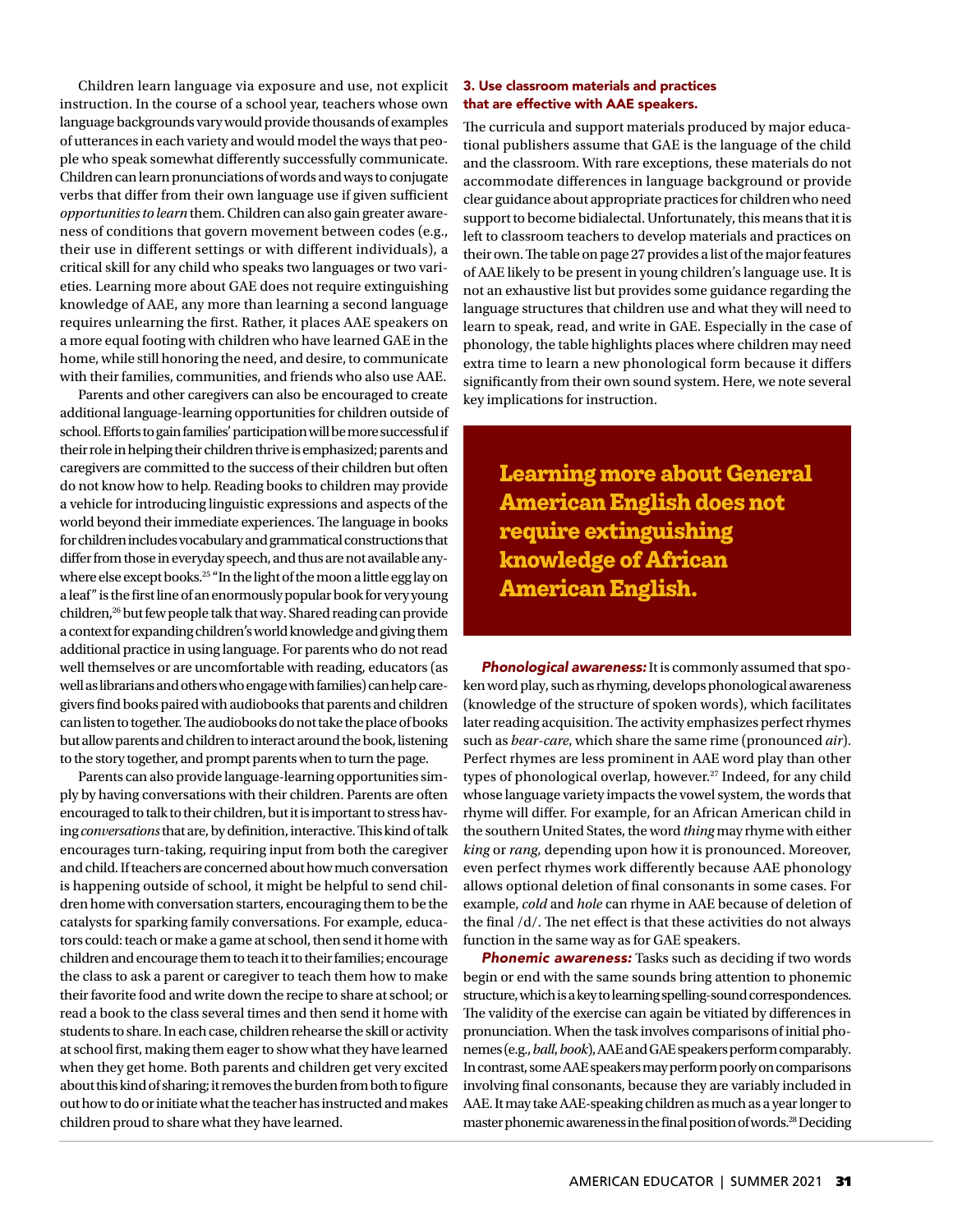Children learn language via exposure and use, not explicit instruction. In the course of a school year, teachers whose own language backgrounds vary would provide thousands of examples of utterances in each variety and would model the ways that people who speak somewhat differently successfully communicate. Children can learn pronunciations of words and ways to conjugate verbs that differ from their own language use if given sufficient *opportunities to learn* them. Children can also gain greater awareness of conditions that govern movement between codes (e.g., their use in different settings or with different individuals), a critical skill for any child who speaks two languages or two varieties. Learning more about GAE does not require extinguishing knowledge of AAE, any more than learning a second language requires unlearning the first. Rather, it places AAE speakers on a more equal footing with children who have learned GAE in the home, while still honoring the need, and desire, to communicate with their families, communities, and friends who also use AAE.

Parents and other caregivers can also be encouraged to create additional language-learning opportunities for children outside of school. Efforts to gain families' participation will be more successful if their role in helping their children thrive is emphasized; parents and caregivers are committed to the success of their children but often do not know how to help. Reading books to children may provide a vehicle for introducing linguistic expressions and aspects of the world beyond their immediate experiences. The language in books for children includes vocabulary and grammatical constructions that differ from those in everyday speech, and thus are not available anywhere else except books.[25] "In the light of the moon a little egg lay on a leaf" is the first line of an enormously popular book for very young children,[26] but few people talk that way. Shared reading can provide a context for expanding children's world knowledge and giving them additional practice in using language. For parents who do not read well themselves or are uncomfortable with reading, educators (as well as librarians and others who engage with families) can help caregivers find books paired with audiobooks that parents and children can listen to together. The audiobooks do not take the place of books but allow parents and children to interact around the book, listening to the story together, and prompt parents when to turn the page.

Parents can also provide language-learning opportunities simply by having conversations with their children. Parents are often encouraged to talk to their children, but it is important to stress having *conversations* that are, by definition, interactive. This kind of talk encourages turn-taking, requiring input from both the caregiver and child. If teachers are concerned about how much conversation is happening outside of school, it might be helpful to send children home with conversation starters, encouraging them to be the catalysts for sparking family conversations. For example, educators could: teach or make a game at school, then send it home with children and encourage them to teach it to their families; encourage the class to ask a parent or caregiver to teach them how to make their favorite food and write down the recipe to share at school; or read a book to the class several times and then send it home with students to share. In each case, children rehearse the skill or activity at school first, making them eager to show what they have learned when they get home. Both parents and children get very excited about this kind of sharing; it removes the burden from both to figure out how to do or initiate what the teacher has instructed and makes children proud to share what they have learned.

### 3. Use classroom materials and practices that are effective with AAE speakers.

The curricula and support materials produced by major educational publishers assume that GAE is the language of the child and the classroom. With rare exceptions, these materials do not accommodate differences in language background or provide clear guidance about appropriate practices for children who need support to become bidialectal. Unfortunately, this means that it is left to classroom teachers to develop materials and practices on their own. The table on page 27 provides a list of the major features of AAE likely to be present in young children's language use. It is not an exhaustive list but provides some guidance regarding the language structures that children use and what they will need to learn to speak, read, and write in GAE. Especially in the case of phonology, the table highlights places where children may need extra time to learn a new phonological form because it differs significantly from their own sound system. Here, we note several key implications for instruction.

> **Learning more about General American English does not require extinguishing knowledge of African American English.**

***Phonological awareness:*** It is commonly assumed that spoken word play, such as rhyming, develops phonological awareness (knowledge of the structure of spoken words), which facilitates later reading acquisition. The activity emphasizes perfect rhymes such as *bear-care*, which share the same rime (pronounced *air*). Perfect rhymes are less prominent in AAE word play than other types of phonological overlap, however.[27] Indeed, for any child whose language variety impacts the vowel system, the words that rhyme will differ. For example, for an African American child in the southern United States, the word *thing* may rhyme with either *king* or *rang*, depending upon how it is pronounced. Moreover, even perfect rhymes work differently because AAE phonology allows optional deletion of final consonants in some cases. For example, *cold* and *hole* can rhyme in AAE because of deletion of the final /d/. The net effect is that these activities do not always function in the same way as for GAE speakers.

***Phonemic awareness:*** Tasks such as deciding if two words begin or end with the same sounds bring attention to phonemic structure, which is a key to learning spelling-sound correspondences. The validity of the exercise can again be vitiated by differences in pronunciation. When the task involves comparisons of initial phonemes (e.g., *ball*, *book*), AAE and GAE speakers perform comparably. In contrast, some AAE speakers may perform poorly on comparisons involving final consonants, because they are variably included in AAE. It may take AAE-speaking children as much as a year longer to master phonemic awareness in the final position of words.[28] Deciding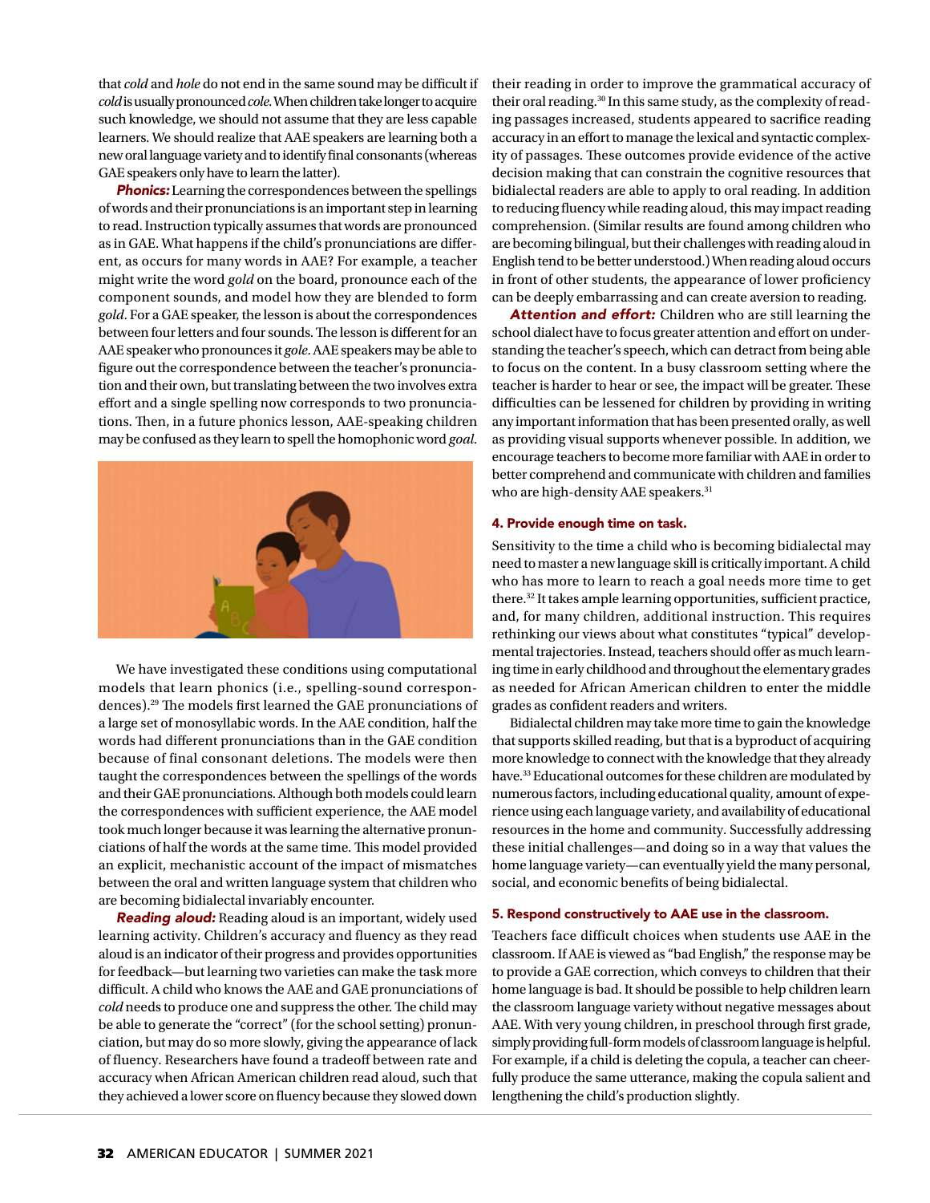that *cold* and *hole* do not end in the same sound may be difficult if *cold* is usually pronounced *cole*. When children take longer to acquire such knowledge, we should not assume that they are less capable learners. We should realize that AAE speakers are learning both a new oral language variety and to identify final consonants (whereas GAE speakers only have to learn the latter).

***Phonics:*** Learning the correspondences between the spellings of words and their pronunciations is an important step in learning to read. Instruction typically assumes that words are pronounced as in GAE. What happens if the child's pronunciations are different, as occurs for many words in AAE? For example, a teacher might write the word *gold* on the board, pronounce each of the component sounds, and model how they are blended to form *gold*. For a GAE speaker, the lesson is about the correspondences between four letters and four sounds. The lesson is different for an AAE speaker who pronounces it *gole*. AAE speakers may be able to figure out the correspondence between the teacher's pronunciation and their own, but translating between the two involves extra effort and a single spelling now corresponds to two pronunciations. Then, in a future phonics lesson, AAE-speaking children may be confused as they learn to spell the homophonic word *goal*.

We have investigated these conditions using computational models that learn phonics (i.e., spelling-sound correspondences).[29] The models first learned the GAE pronunciations of a large set of monosyllabic words. In the AAE condition, half the words had different pronunciations than in the GAE condition because of final consonant deletions. The models were then taught the correspondences between the spellings of the words and their GAE pronunciations. Although both models could learn the correspondences with sufficient experience, the AAE model took much longer because it was learning the alternative pronunciations of half the words at the same time. This model provided an explicit, mechanistic account of the impact of mismatches between the oral and written language system that children who are becoming bidialectal invariably encounter.

***Reading aloud:*** Reading aloud is an important, widely used learning activity. Children's accuracy and fluency as they read aloud is an indicator of their progress and provides opportunities for feedback—but learning two varieties can make the task more difficult. A child who knows the AAE and GAE pronunciations of *cold* needs to produce one and suppress the other. The child may be able to generate the "correct" (for the school setting) pronunciation, but may do so more slowly, giving the appearance of lack of fluency. Researchers have found a tradeoff between rate and accuracy when African American children read aloud, such that they achieved a lower score on fluency because they slowed down their reading in order to improve the grammatical accuracy of their oral reading.[30] In this same study, as the complexity of reading passages increased, students appeared to sacrifice reading accuracy in an effort to manage the lexical and syntactic complexity of passages. These outcomes provide evidence of the active decision making that can constrain the cognitive resources that bidialectal readers are able to apply to oral reading. In addition to reducing fluency while reading aloud, this may impact reading comprehension. (Similar results are found among children who are becoming bilingual, but their challenges with reading aloud in English tend to be better understood.) When reading aloud occurs in front of other students, the appearance of lower proficiency can be deeply embarrassing and can create aversion to reading.

***Attention and effort:*** Children who are still learning the school dialect have to focus greater attention and effort on understanding the teacher's speech, which can detract from being able to focus on the content. In a busy classroom setting where the teacher is harder to hear or see, the impact will be greater. These difficulties can be lessened for children by providing in writing any important information that has been presented orally, as well as providing visual supports whenever possible. In addition, we encourage teachers to become more familiar with AAE in order to better comprehend and communicate with children and families who are high-density AAE speakers.[31]

#### 4. Provide enough time on task.

Sensitivity to the time a child who is becoming bidialectal may need to master a new language skill is critically important. A child who has more to learn to reach a goal needs more time to get there.[32] It takes ample learning opportunities, sufficient practice, and, for many children, additional instruction. This requires rethinking our views about what constitutes "typical" developmental trajectories. Instead, teachers should offer as much learning time in early childhood and throughout the elementary grades as needed for African American children to enter the middle grades as confident readers and writers.

Bidialectal children may take more time to gain the knowledge that supports skilled reading, but that is a byproduct of acquiring more knowledge to connect with the knowledge that they already have.[33] Educational outcomes for these children are modulated by numerous factors, including educational quality, amount of experience using each language variety, and availability of educational resources in the home and community. Successfully addressing these initial challenges—and doing so in a way that values the home language variety—can eventually yield the many personal, social, and economic benefits of being bidialectal.

#### 5. Respond constructively to AAE use in the classroom.

Teachers face difficult choices when students use AAE in the classroom. If AAE is viewed as "bad English," the response may be to provide a GAE correction, which conveys to children that their home language is bad. It should be possible to help children learn the classroom language variety without negative messages about AAE. With very young children, in preschool through first grade, simply providing full-form models of classroom language is helpful. For example, if a child is deleting the copula, a teacher can cheerfully produce the same utterance, making the copula salient and lengthening the child's production slightly.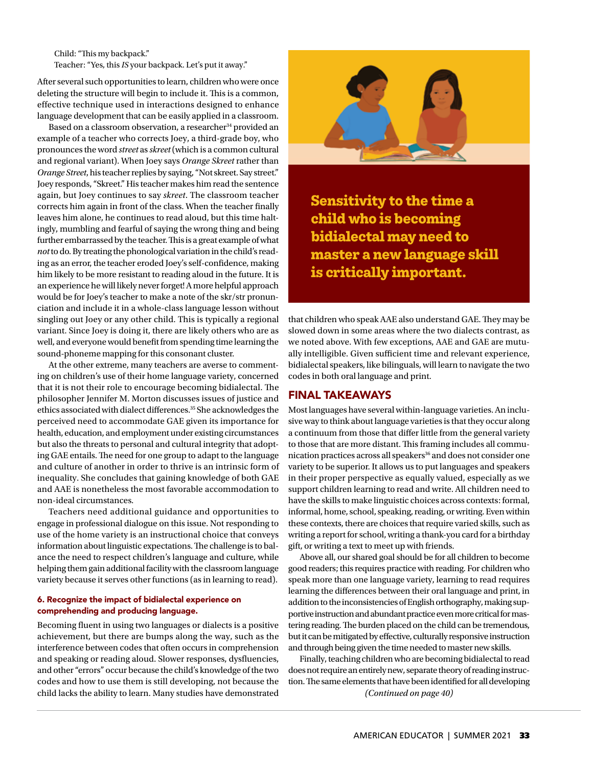Child: "This my backpack."
Teacher: "Yes, this *IS* your backpack. Let's put it away."

After several such opportunities to learn, children who were once deleting the structure will begin to include it. This is a common, effective technique used in interactions designed to enhance language development that can be easily applied in a classroom.

Based on a classroom observation, a researcher[34] provided an example of a teacher who corrects Joey, a third-grade boy, who pronounces the word *street* as *skreet* (which is a common cultural and regional variant). When Joey says *Orange Skreet* rather than *Orange Street*, his teacher replies by saying, "Not skreet. Say street." Joey responds, "Skreet." His teacher makes him read the sentence again, but Joey continues to say *skreet*. The classroom teacher corrects him again in front of the class. When the teacher finally leaves him alone, he continues to read aloud, but this time haltingly, mumbling and fearful of saying the wrong thing and being further embarrassed by the teacher. This is a great example of what *not* to do. By treating the phonological variation in the child's reading as an error, the teacher eroded Joey's self-confidence, making him likely to be more resistant to reading aloud in the future. It is an experience he will likely never forget! A more helpful approach would be for Joey's teacher to make a note of the skr/str pronunciation and include it in a whole-class language lesson without singling out Joey or any other child. This is typically a regional variant. Since Joey is doing it, there are likely others who are as well, and everyone would benefit from spending time learning the sound-phoneme mapping for this consonant cluster.

At the other extreme, many teachers are averse to commenting on children's use of their home language variety, concerned that it is not their role to encourage becoming bidialectal. The philosopher Jennifer M. Morton discusses issues of justice and ethics associated with dialect differences.[35] She acknowledges the perceived need to accommodate GAE given its importance for health, education, and employment under existing circumstances but also the threats to personal and cultural integrity that adopting GAE entails. The need for one group to adapt to the language and culture of another in order to thrive is an intrinsic form of inequality. She concludes that gaining knowledge of both GAE and AAE is nonetheless the most favorable accommodation to non-ideal circumstances.

Teachers need additional guidance and opportunities to engage in professional dialogue on this issue. Not responding to use of the home variety is an instructional choice that conveys information about linguistic expectations. The challenge is to balance the need to respect children's language and culture, while helping them gain additional facility with the classroom language variety because it serves other functions (as in learning to read).

#### 6. Recognize the impact of bidialectal experience on comprehending and producing language.

Becoming fluent in using two languages or dialects is a positive achievement, but there are bumps along the way, such as the interference between codes that often occurs in comprehension and speaking or reading aloud. Slower responses, dysfluencies, and other "errors" occur because the child's knowledge of the two codes and how to use them is still developing, not because the child lacks the ability to learn. Many studies have demonstrated that children who speak AAE also understand GAE. They may be slowed down in some areas where the two dialects contrast, as we noted above. With few exceptions, AAE and GAE are mutually intelligible. Given sufficient time and relevant experience, bidialectal speakers, like bilinguals, will learn to navigate the two codes in both oral language and print.

**Sensitivity to the time a child who is becoming bidialectal may need to master a new language skill is critically important.**

## FINAL TAKEAWAYS

Most languages have several within-language varieties. An inclusive way to think about language varieties is that they occur along a continuum from those that differ little from the general variety to those that are more distant. This framing includes all communication practices across all speakers[36] and does not consider one variety to be superior. It allows us to put languages and speakers in their proper perspective as equally valued, especially as we support children learning to read and write. All children need to have the skills to make linguistic choices across contexts: formal, informal, home, school, speaking, reading, or writing. Even within these contexts, there are choices that require varied skills, such as writing a report for school, writing a thank-you card for a birthday gift, or writing a text to meet up with friends.

Above all, our shared goal should be for all children to become good readers; this requires practice with reading. For children who speak more than one language variety, learning to read requires learning the differences between their oral language and print, in addition to the inconsistencies of English orthography, making supportive instruction and abundant practice even more critical for mastering reading. The burden placed on the child can be tremendous, but it can be mitigated by effective, culturally responsive instruction and through being given the time needed to master new skills.

Finally, teaching children who are becoming bidialectal to read does not require an entirely new, separate theory of reading instruction. The same elements that have been identified for all developing

*(Continued on page 40)*